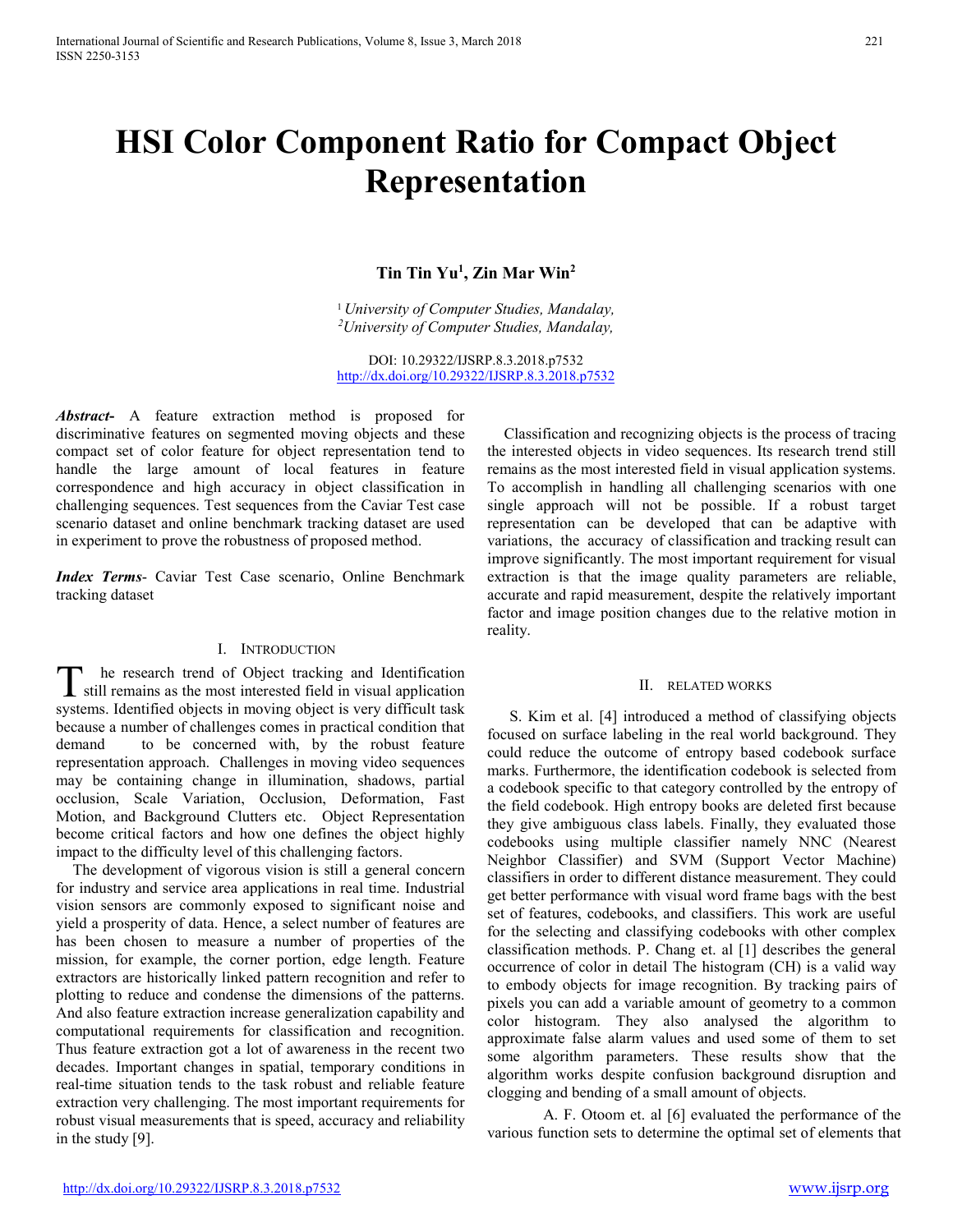# HSI Color Component Ratio for Compact Object Representation

**Tin Tin Yu[1], Zin Mar Win[2]**

[1] *University of Computer Studies, Mandalay,*
[2] *University of Computer Studies, Mandalay,*

DOI: 10.29322/IJSRP.8.3.2018.p7532
http://dx.doi.org/10.29322/IJSRP.8.3.2018.p7532

***Abstract-*** A feature extraction method is proposed for discriminative features on segmented moving objects and these compact set of color feature for object representation tend to handle the large amount of local features in feature correspondence and high accuracy in object classification in challenging sequences. Test sequences from the Caviar Test case scenario dataset and online benchmark tracking dataset are used in experiment to prove the robustness of proposed method.

***Index Terms***- Caviar Test Case scenario, Online Benchmark tracking dataset

## I. Introduction

The research trend of Object tracking and Identification still remains as the most interested field in visual application systems. Identified objects in moving object is very difficult task because a number of challenges comes in practical condition that demand to be concerned with, by the robust feature representation approach. Challenges in moving video sequences may be containing change in illumination, shadows, partial occlusion, Scale Variation, Occlusion, Deformation, Fast Motion, and Background Clutters etc. Object Representation become critical factors and how one defines the object highly impact to the difficulty level of this challenging factors.

The development of vigorous vision is still a general concern for industry and service area applications in real time. Industrial vision sensors are commonly exposed to significant noise and yield a prosperity of data. Hence, a select number of features are has been chosen to measure a number of properties of the mission, for example, the corner portion, edge length. Feature extractors are historically linked pattern recognition and refer to plotting to reduce and condense the dimensions of the patterns. And also feature extraction increase generalization capability and computational requirements for classification and recognition. Thus feature extraction got a lot of awareness in the recent two decades. Important changes in spatial, temporary conditions in real-time situation tends to the task robust and reliable feature extraction very challenging. The most important requirements for robust visual measurements that is speed, accuracy and reliability in the study [9].

Classification and recognizing objects is the process of tracing the interested objects in video sequences. Its research trend still remains as the most interested field in visual application systems. To accomplish in handling all challenging scenarios with one single approach will not be possible. If a robust target representation can be developed that can be adaptive with variations, the accuracy of classification and tracking result can improve significantly. The most important requirement for visual extraction is that the image quality parameters are reliable, accurate and rapid measurement, despite the relatively important factor and image position changes due to the relative motion in reality.

## II. Related Works

S. Kim et al. [4] introduced a method of classifying objects focused on surface labeling in the real world background. They could reduce the outcome of entropy based codebook surface marks. Furthermore, the identification codebook is selected from a codebook specific to that category controlled by the entropy of the field codebook. High entropy books are deleted first because they give ambiguous class labels. Finally, they evaluated those codebooks using multiple classifier namely NNC (Nearest Neighbor Classifier) and SVM (Support Vector Machine) classifiers in order to different distance measurement. They could get better performance with visual word frame bags with the best set of features, codebooks, and classifiers. This work are useful for the selecting and classifying codebooks with other complex classification methods. P. Chang et. al [1] describes the general occurrence of color in detail The histogram (CH) is a valid way to embody objects for image recognition. By tracking pairs of pixels you can add a variable amount of geometry to a common color histogram. They also analysed the algorithm to approximate false alarm values and used some of them to set some algorithm parameters. These results show that the algorithm works despite confusion background disruption and clogging and bending of a small amount of objects.

A. F. Otoom et. al [6] evaluated the performance of the various function sets to determine the optimal set of elements that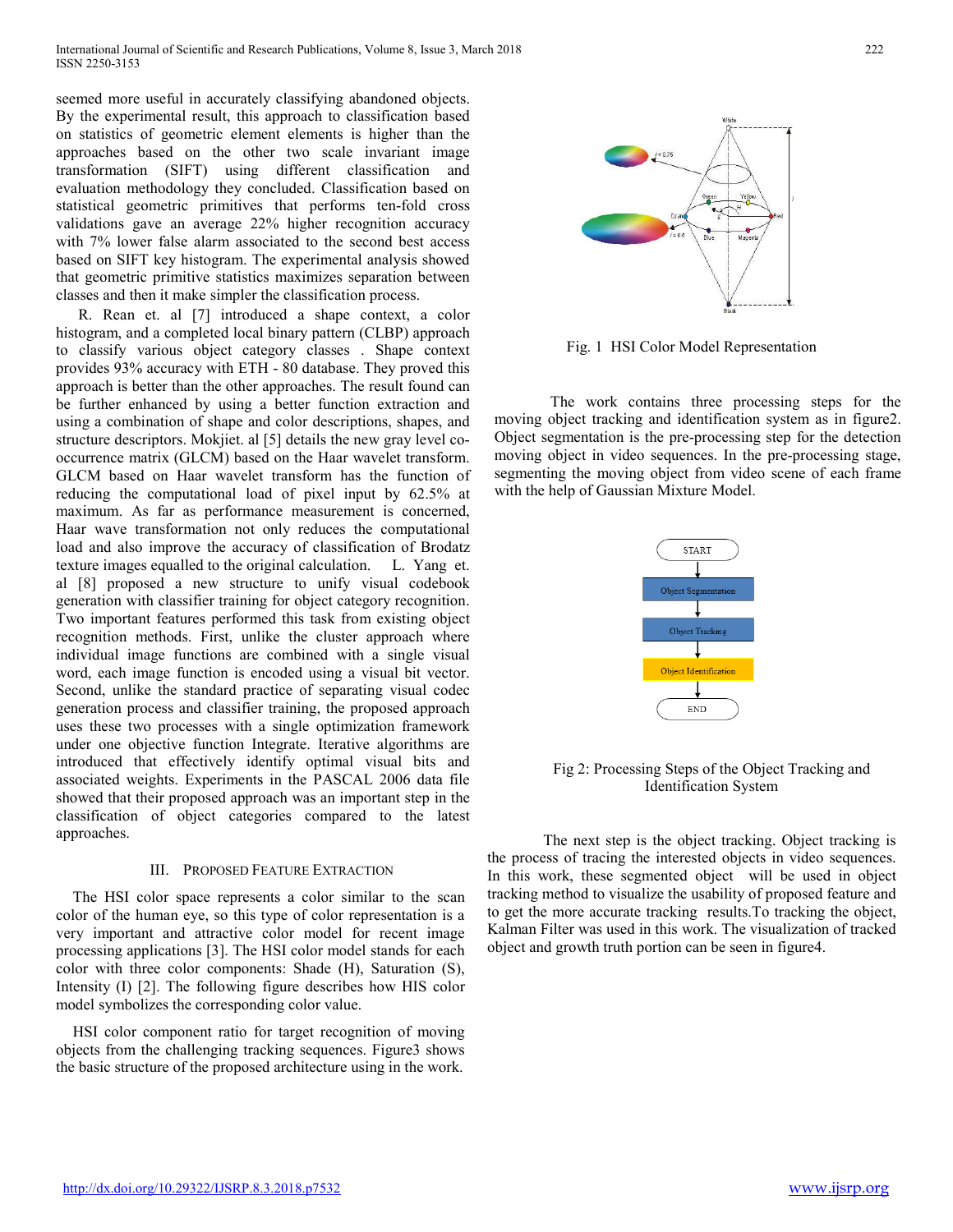seemed more useful in accurately classifying abandoned objects. By the experimental result, this approach to classification based on statistics of geometric element elements is higher than the approaches based on the other two scale invariant image transformation (SIFT) using different classification and evaluation methodology they concluded. Classification based on statistical geometric primitives that performs ten-fold cross validations gave an average 22% higher recognition accuracy with 7% lower false alarm associated to the second best access based on SIFT key histogram. The experimental analysis showed that geometric primitive statistics maximizes separation between classes and then it make simpler the classification process.

R. Rean et. al [7] introduced a shape context, a color histogram, and a completed local binary pattern (CLBP) approach to classify various object category classes . Shape context provides 93% accuracy with ETH - 80 database. They proved this approach is better than the other approaches. The result found can be further enhanced by using a better function extraction and using a combination of shape and color descriptions, shapes, and structure descriptors. Mokjiet. al [5] details the new gray level co-occurrence matrix (GLCM) based on the Haar wavelet transform. GLCM based on Haar wavelet transform has the function of reducing the computational load of pixel input by 62.5% at maximum. As far as performance measurement is concerned, Haar wave transformation not only reduces the computational load and also improve the accuracy of classification of Brodatz texture images equalled to the original calculation. L. Yang et. al [8] proposed a new structure to unify visual codebook generation with classifier training for object category recognition. Two important features performed this task from existing object recognition methods. First, unlike the cluster approach where individual image functions are combined with a single visual word, each image function is encoded using a visual bit vector. Second, unlike the standard practice of separating visual codec generation process and classifier training, the proposed approach uses these two processes with a single optimization framework under one objective function Integrate. Iterative algorithms are introduced that effectively identify optimal visual bits and associated weights. Experiments in the PASCAL 2006 data file showed that their proposed approach was an important step in the classification of object categories compared to the latest approaches.

## III. Proposed Feature Extraction

The HSI color space represents a color similar to the scan color of the human eye, so this type of color representation is a very important and attractive color model for recent image processing applications [3]. The HSI color model stands for each color with three color components: Shade (H), Saturation (S), Intensity (I) [2]. The following figure describes how HIS color model symbolizes the corresponding color value.

HSI color component ratio for target recognition of moving objects from the challenging tracking sequences. Figure3 shows the basic structure of the proposed architecture using in the work.

Fig. 1 HSI Color Model Representation

The work contains three processing steps for the moving object tracking and identification system as in figure2. Object segmentation is the pre-processing step for the detection moving object in video sequences. In the pre-processing stage, segmenting the moving object from video scene of each frame with the help of Gaussian Mixture Model.

Fig 2: Processing Steps of the Object Tracking and Identification System

The next step is the object tracking. Object tracking is the process of tracing the interested objects in video sequences. In this work, these segmented object will be used in object tracking method to visualize the usability of proposed feature and to get the more accurate tracking results.To tracking the object, Kalman Filter was used in this work. The visualization of tracked object and growth truth portion can be seen in figure4.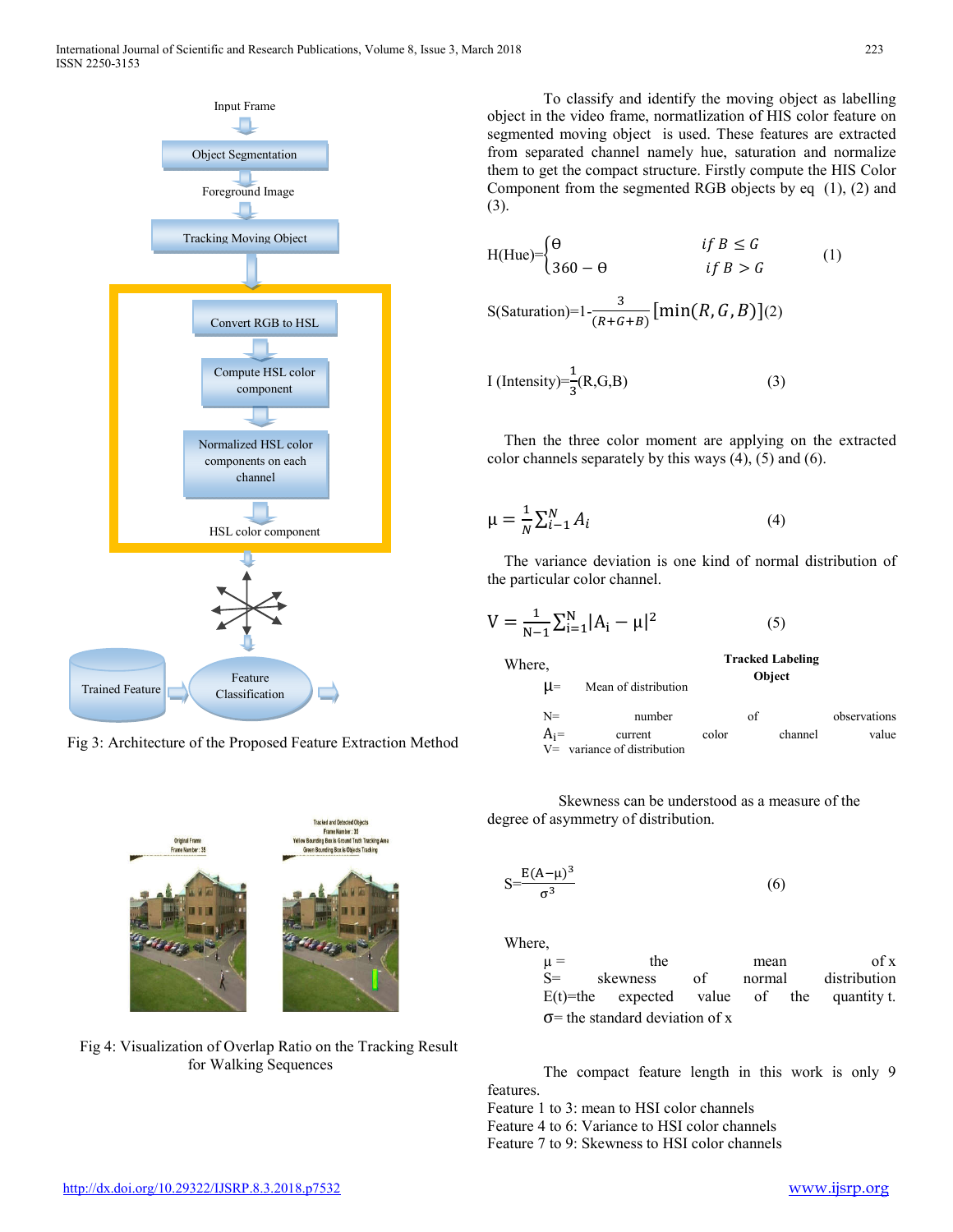Input Frame

Object Segmentation

Foreground Image

Tracking Moving Object

Convert RGB to HSL

Compute HSL color component

Normalized HSL color components on each channel

HSL color component

Trained Feature

Feature Classification

Tracked Labeling Object

Fig 3: Architecture of the Proposed Feature Extraction Method

Fig 4: Visualization of Overlap Ratio on the Tracking Result for Walking Sequences

To classify and identify the moving object as labelling object in the video frame, normatlization of HIS color feature on segmented moving object is used. These features are extracted from separated channel namely hue, saturation and normalize them to get the compact structure. Firstly compute the HIS Color Component from the segmented RGB objects by eq (1), (2) and (3).

$$\text{H(Hue)}=\begin{cases}\theta & \text{if } B \leq G \\ 360-\theta & \text{if } B > G\end{cases} \quad (1)$$

$$\text{S(Saturation)}=1-\frac{3}{(R+G+B)}[\min(R,G,B)] \quad (2)$$

$$\text{I (Intensity)}=\frac{1}{3}(R,G,B) \quad (3)$$

Then the three color moment are applying on the extracted color channels separately by this ways (4), (5) and (6).

$$\mu = \frac{1}{N}\sum_{i-1}^{N} A_i \quad (4)$$

The variance deviation is one kind of normal distribution of the particular color channel.

$$V = \frac{1}{N-1}\sum_{i=1}^{N}|A_i - \mu|^2 \quad (5)$$

Where,

$\mu$= Mean of distribution

N= number of observations

$A_i$= current color channel value

V= variance of distribution

Skewness can be understood as a measure of the degree of asymmetry of distribution.

$$S=\frac{E(A-\mu)^3}{\sigma^3} \quad (6)$$

Where,

$\mu$ = the mean of x

S= skewness of normal distribution

E(t)=the expected value of the quantity t.

$\sigma$= the standard deviation of x

The compact feature length in this work is only 9 features.

Feature 1 to 3: mean to HSI color channels

Feature 4 to 6: Variance to HSI color channels

Feature 7 to 9: Skewness to HSI color channels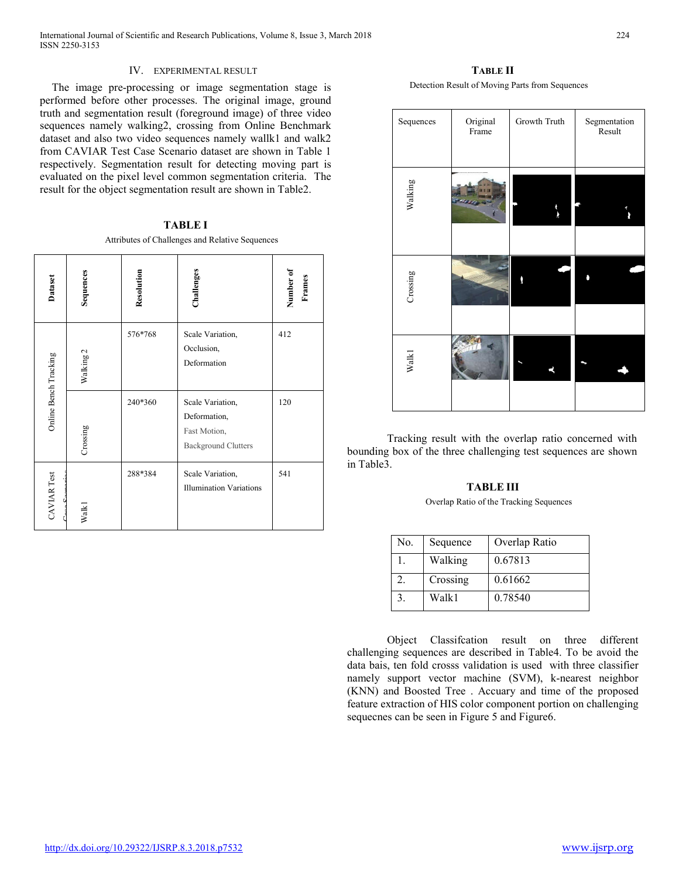## IV. EXPERIMENTAL RESULT

The image pre-processing or image segmentation stage is performed before other processes. The original image, ground truth and segmentation result (foreground image) of three video sequences namely walking2, crossing from Online Benchmark dataset and also two video sequences namely wallk1 and walk2 from CAVIAR Test Case Scenario dataset are shown in Table 1 respectively. Segmentation result for detecting moving part is evaluated on the pixel level common segmentation criteria. The result for the object segmentation result are shown in Table2.

**TABLE I**

Attributes of Challenges and Relative Sequences

| Dataset | Sequences | Resolution | Challenges | Number of Frames |
|---|---|---|---|---|
| Online Bench Tracking | Walking 2 | 576*768 | Scale Variation, Occlusion, Deformation | 412 |
| | Crossing | 240*360 | Scale Variation, Deformation, Fast Motion, Background Clutters | 120 |
| CAVIAR Test Case Scenarios | Walk1 | 288*384 | Scale Variation, Illumination Variations | 541 |

**TABLE II**

Detection Result of Moving Parts from Sequences

| Sequences | Original Frame | Growth Truth | Segmentation Result |
|---|---|---|---|
| Walking | | | |
| Crossing | | | |
| Walk1 | | | |

Tracking result with the overlap ratio concerned with bounding box of the three challenging test sequences are shown in Table3.

**TABLE III**

Overlap Ratio of the Tracking Sequences

| No. | Sequence | Overlap Ratio |
|---|---|---|
| 1. | Walking | 0.67813 |
| 2. | Crossing | 0.61662 |
| 3. | Walk1 | 0.78540 |

Object Classifcation result on three different challenging sequences are described in Table4. To be avoid the data bais, ten fold crosss validation is used with three classifier namely support vector machine (SVM), k-nearest neighbor (KNN) and Boosted Tree . Accuary and time of the proposed feature extraction of HIS color component portion on challenging sequecnes can be seen in Figure 5 and Figure6.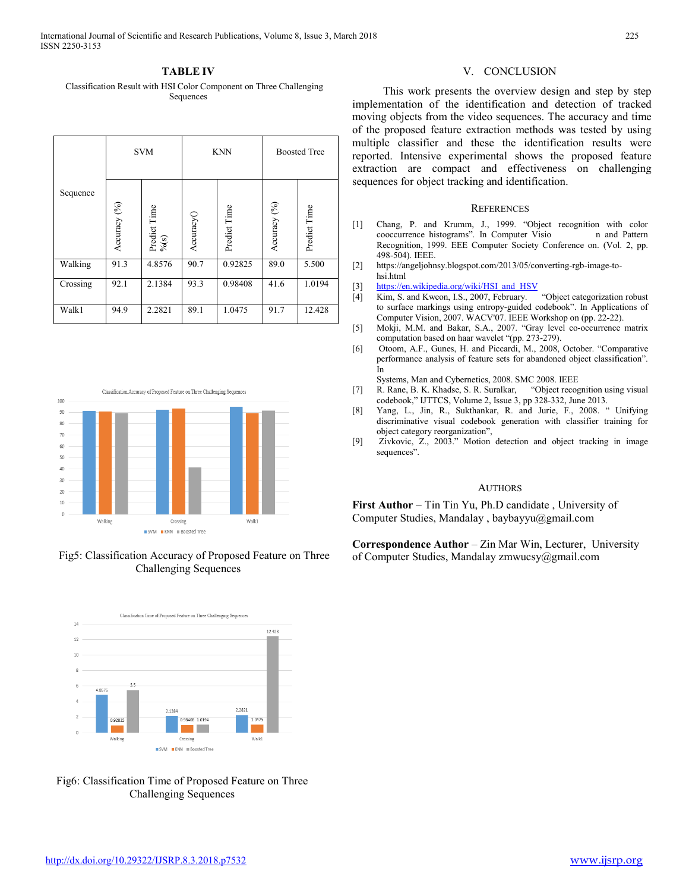**TABLE IV**

Classification Result with HSI Color Component on Three Challenging Sequences

| Sequence | SVM | | KNN | | Boosted Tree | |
|---|---|---|---|---|---|---|
| | Accuracy (%) | Predict Time %(s) | Accuracy() | Predict Time | Accuracy (%) | Predict Time |
| Walking | 91.3 | 4.8576 | 90.7 | 0.92825 | 89.0 | 5.500 |
| Crossing | 92.1 | 2.1384 | 93.3 | 0.98408 | 41.6 | 1.0194 |
| Walk1 | 94.9 | 2.2821 | 89.1 | 1.0475 | 91.7 | 12.428 |

Classification Accuracy of Proposed Feature on Three Challenging Sequences

100
90
80
70
60
50
40
30
20
10
0

Walking Crossing Walk1

SVM KNN Boosted Tree

Fig5: Classification Accuracy of Proposed Feature on Three Challenging Sequences

Classification Time of Proposed Feature on Three Challenging Sequences

14
12
10
8
6
4
2
0

4.8576 0.92825 5.5 2.1384 0.98408 1.0194 2.2821 1.0475 12.428

Walking Crossing Walk1

SVM KNN Boosted Tree

Fig6: Classification Time of Proposed Feature on Three Challenging Sequences

## V. CONCLUSION

This work presents the overview design and step by step implementation of the identification and detection of tracked moving objects from the video sequences. The accuracy and time of the proposed feature extraction methods was tested by using multiple classifier and these the identification results were reported. Intensive experimental shows the proposed feature extraction are compact and effectiveness on challenging sequences for object tracking and identification.

## REFERENCES

[1] Chang, P. and Krumm, J., 1999. "Object recognition with color cooccurrence histograms". In Computer Visio n and Pattern Recognition, 1999. EEE Computer Society Conference on. (Vol. 2, pp. 498-504). IEEE.

[2] https://angeljohnsy.blogspot.com/2013/05/converting-rgb-image-to-hsi.html

[3] https://en.wikipedia.org/wiki/HSI_and_HSV

[4] Kim, S. and Kweon, I.S., 2007, February. "Object categorization robust to surface markings using entropy-guided codebook". In Applications of Computer Vision, 2007. WACV'07. IEEE Workshop on (pp. 22-22).

[5] Mokji, M.M. and Bakar, S.A., 2007. "Gray level co-occurrence matrix computation based on haar wavelet "(pp. 273-279).

[6] Otoom, A.F., Gunes, H. and Piccardi, M., 2008, October. "Comparative performance analysis of feature sets for abandoned object classification". In Systems, Man and Cybernetics, 2008. SMC 2008. IEEE

[7] R. Rane, B. K. Khadse, S. R. Suralkar, "Object recognition using visual codebook," IJTTCS, Volume 2, Issue 3, pp 328-332, June 2013.

[8] Yang, L., Jin, R., Sukthankar, R. and Jurie, F., 2008. " Unifying discriminative visual codebook generation with classifier training for object category reorganization",

[9] Zivkovic, Z., 2003." Motion detection and object tracking in image sequences".

## AUTHORS

**First Author** – Tin Tin Yu, Ph.D candidate , University of Computer Studies, Mandalay , baybayyu@gmail.com

**Correspondence Author** – Zin Mar Win, Lecturer, University of Computer Studies, Mandalay zmwucsy@gmail.com